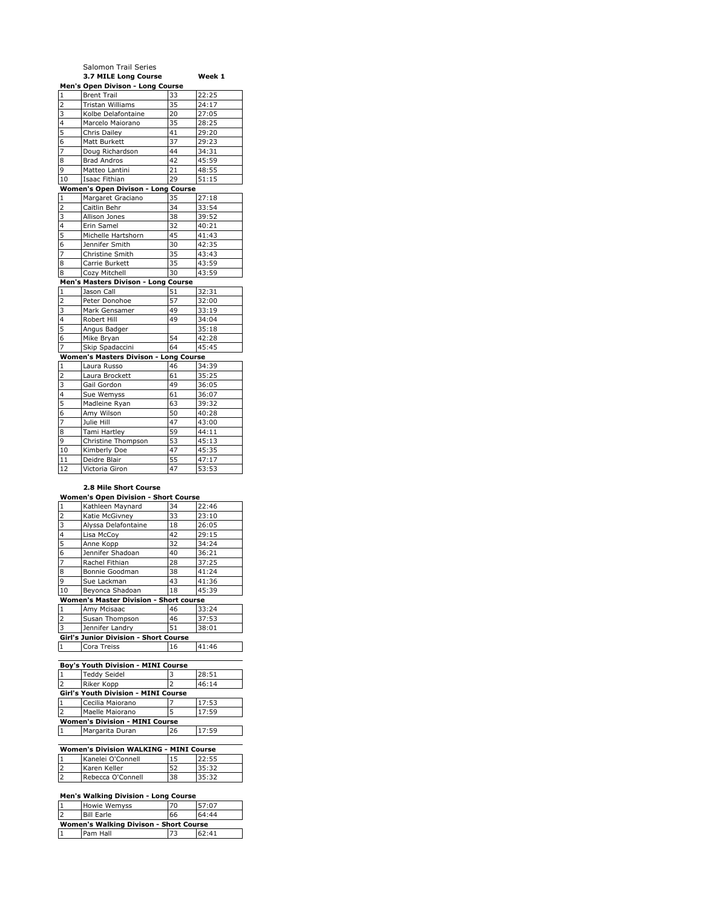Salomon Trail Series

**3.7 MILE Long Course** **Week 1**

**Men's Open Divison - Long Course**

| | | | |
|---|---|---|---|
| 1 | Brent Trail | 33 | 22:25 |
| 2 | Tristan Williams | 35 | 24:17 |
| 3 | Kolbe Delafontaine | 20 | 27:05 |
| 4 | Marcelo Maiorano | 35 | 28:25 |
| 5 | Chris Dailey | 41 | 29:20 |
| 6 | Matt Burkett | 37 | 29:23 |
| 7 | Doug Richardson | 44 | 34:31 |
| 8 | Brad Andros | 42 | 45:59 |
| 9 | Matteo Lantini | 21 | 48:55 |
| 10 | Isaac Fithian | 29 | 51:15 |

**Women's Open Divison - Long Course**

| | | | |
|---|---|---|---|
| 1 | Margaret Graciano | 35 | 27:18 |
| 2 | Caitlin Behr | 34 | 33:54 |
| 3 | Allison Jones | 38 | 39:52 |
| 4 | Erin Samel | 32 | 40:21 |
| 5 | Michelle Hartshorn | 45 | 41:43 |
| 6 | Jennifer Smith | 30 | 42:35 |
| 7 | Christine Smith | 35 | 43:43 |
| 8 | Carrie Burkett | 35 | 43:59 |
| 8 | Cozy Mitchell | 30 | 43:59 |

**Men's Masters Divison - Long Course**

| | | | |
|---|---|---|---|
| 1 | Jason Call | 51 | 32:31 |
| 2 | Peter Donohoe | 57 | 32:00 |
| 3 | Mark Gensamer | 49 | 33:19 |
| 4 | Robert Hill | 49 | 34:04 |
| 5 | Angus Badger | | 35:18 |
| 6 | Mike Bryan | 54 | 42:28 |
| 7 | Skip Spadaccini | 64 | 45:45 |

**Women's Masters Divison - Long Course**

| | | | |
|---|---|---|---|
| 1 | Laura Russo | 46 | 34:39 |
| 2 | Laura Brockett | 61 | 35:25 |
| 3 | Gail Gordon | 49 | 36:05 |
| 4 | Sue Wemyss | 61 | 36:07 |
| 5 | Madleine Ryan | 63 | 39:32 |
| 6 | Amy Wilson | 50 | 40:28 |
| 7 | Julie Hill | 47 | 43:00 |
| 8 | Tami Hartley | 59 | 44:11 |
| 9 | Christine Thompson | 53 | 45:13 |
| 10 | Kimberly Doe | 47 | 45:35 |
| 11 | Deidre Blair | 55 | 47:17 |
| 12 | Victoria Giron | 47 | 53:53 |

**2.8 Mile Short Course**

**Women's Open Division - Short Course**

| | | | |
|---|---|---|---|
| 1 | Kathleen Maynard | 34 | 22:46 |
| 2 | Katie McGivney | 33 | 23:10 |
| 3 | Alyssa Delafontaine | 18 | 26:05 |
| 4 | Lisa McCoy | 42 | 29:15 |
| 5 | Anne Kopp | 32 | 34:24 |
| 6 | Jennifer Shadoan | 40 | 36:21 |
| 7 | Rachel Fithian | 28 | 37:25 |
| 8 | Bonnie Goodman | 38 | 41:24 |
| 9 | Sue Lackman | 43 | 41:36 |
| 10 | Beyonca Shadoan | 18 | 45:39 |

**Women's Master Division - Short course**

| | | | |
|---|---|---|---|
| 1 | Amy Mcisaac | 46 | 33:24 |
| 2 | Susan Thompson | 46 | 37:53 |
| 3 | Jennifer Landry | 51 | 38:01 |

**Girl's Junior Division - Short Course**

| | | | |
|---|---|---|---|
| 1 | Cora Treiss | 16 | 41:46 |

**Boy's Youth Division - MINI Course**

| | | | |
|---|---|---|---|
| 1 | Teddy Seidel | 3 | 28:51 |
| 2 | Riker Kopp | 2 | 46:14 |

**Girl's Youth Division - MINI Course**

| | | | |
|---|---|---|---|
| 1 | Cecilia Maiorano | 7 | 17:53 |
| 2 | Maelle Maiorano | 5 | 17:59 |

**Women's Division - MINI Course**

| | | | |
|---|---|---|---|
| 1 | Margarita Duran | 26 | 17:59 |

**Women's Division WALKING - MINI Course**

| | | | |
|---|---|---|---|
| 1 | Kanelei O'Connell | 15 | 22:55 |
| 2 | Karen Keller | 52 | 35:32 |
| 2 | Rebecca O'Connell | 38 | 35:32 |

**Men's Walking Division - Long Course**

| | | | |
|---|---|---|---|
| 1 | Howie Wemyss | 70 | 57:07 |
| 2 | Bill Earle | 66 | 64:44 |

**Women's Walking Divison - Short Course**

| | | | |
|---|---|---|---|
| 1 | Pam Hall | 73 | 62:41 |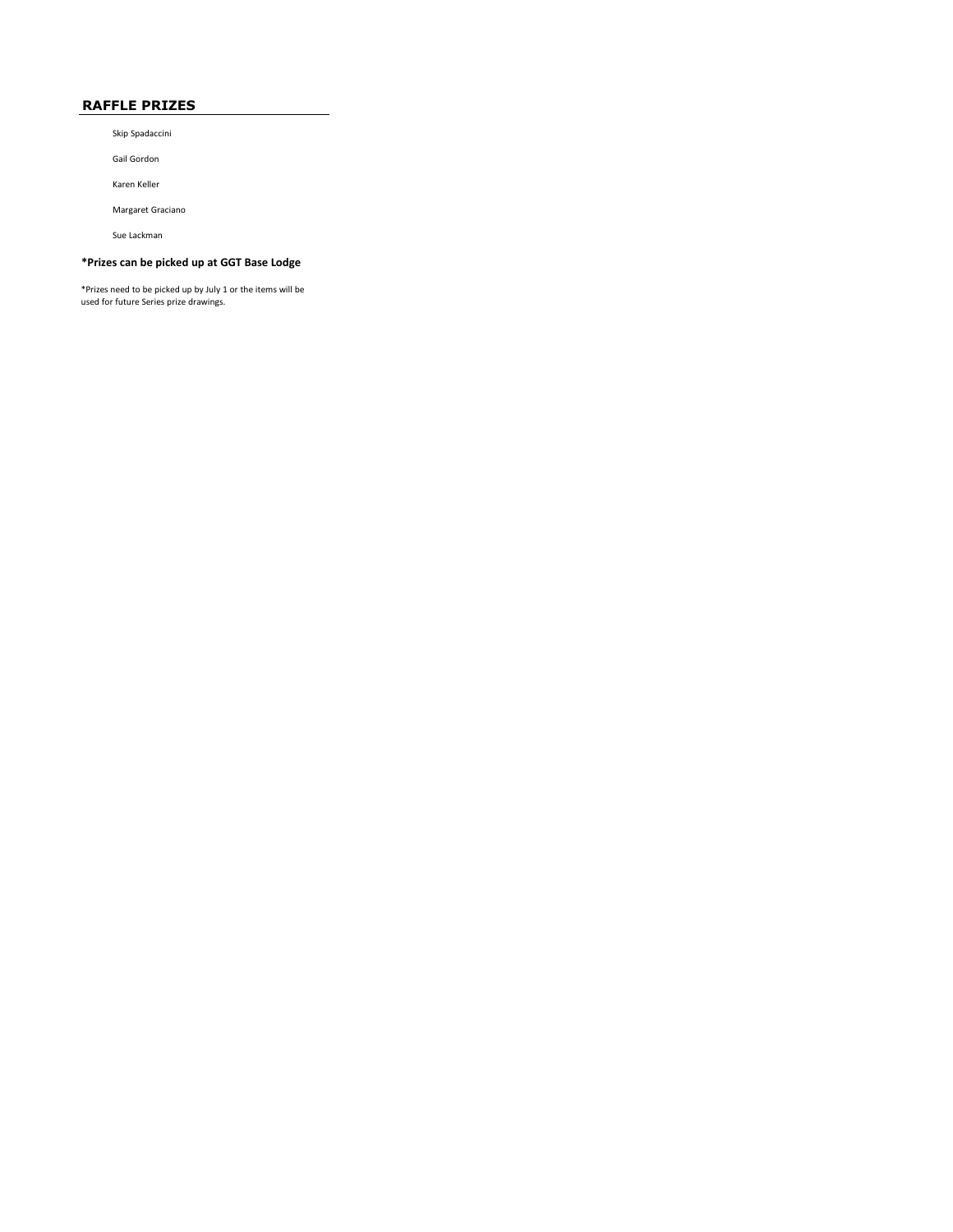## RAFFLE PRIZES

Skip Spadaccini

Gail Gordon

Karen Keller

Margaret Graciano

Sue Lackman

**\*Prizes can be picked up at GGT Base Lodge**

\*Prizes need to be picked up by July 1 or the items will be used for future Series prize drawings.